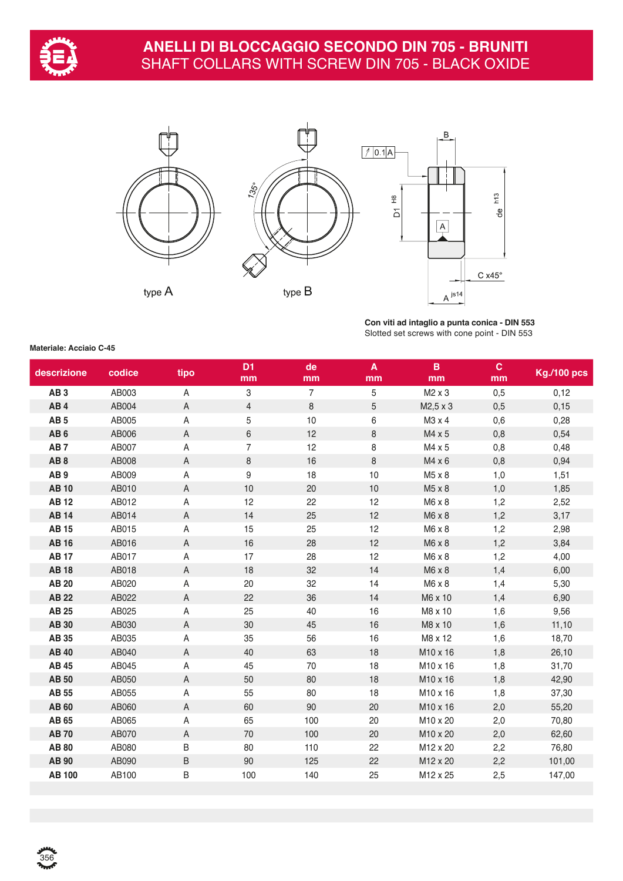# ANELLI DI BLOCCAGGIO SECONDO DIN 705 - BRUNITI
## SHAFT COLLARS WITH SCREW DIN 705 - BLACK OXIDE

type A

type B

**Con viti ad intaglio a punta conica - DIN 553**
Slotted set screws with cone point - DIN 553

**Materiale: Acciaio C-45**

| descrizione | codice | tipo | D1 mm | de mm | A mm | B mm | C mm | Kg./100 pcs |
|---|---|---|---|---|---|---|---|---|
| **AB 3** | AB003 | A | 3 | 7 | 5 | M2 x 3 | 0,5 | 0,12 |
| **AB 4** | AB004 | A | 4 | 8 | 5 | M2,5 x 3 | 0,5 | 0,15 |
| **AB 5** | AB005 | A | 5 | 10 | 6 | M3 x 4 | 0,6 | 0,28 |
| **AB 6** | AB006 | A | 6 | 12 | 8 | M4 x 5 | 0,8 | 0,54 |
| **AB 7** | AB007 | A | 7 | 12 | 8 | M4 x 5 | 0,8 | 0,48 |
| **AB 8** | AB008 | A | 8 | 16 | 8 | M4 x 6 | 0,8 | 0,94 |
| **AB 9** | AB009 | A | 9 | 18 | 10 | M5 x 8 | 1,0 | 1,51 |
| **AB 10** | AB010 | A | 10 | 20 | 10 | M5 x 8 | 1,0 | 1,85 |
| **AB 12** | AB012 | A | 12 | 22 | 12 | M6 x 8 | 1,2 | 2,52 |
| **AB 14** | AB014 | A | 14 | 25 | 12 | M6 x 8 | 1,2 | 3,17 |
| **AB 15** | AB015 | A | 15 | 25 | 12 | M6 x 8 | 1,2 | 2,98 |
| **AB 16** | AB016 | A | 16 | 28 | 12 | M6 x 8 | 1,2 | 3,84 |
| **AB 17** | AB017 | A | 17 | 28 | 12 | M6 x 8 | 1,2 | 4,00 |
| **AB 18** | AB018 | A | 18 | 32 | 14 | M6 x 8 | 1,4 | 6,00 |
| **AB 20** | AB020 | A | 20 | 32 | 14 | M6 x 8 | 1,4 | 5,30 |
| **AB 22** | AB022 | A | 22 | 36 | 14 | M6 x 10 | 1,4 | 6,90 |
| **AB 25** | AB025 | A | 25 | 40 | 16 | M8 x 10 | 1,6 | 9,56 |
| **AB 30** | AB030 | A | 30 | 45 | 16 | M8 x 10 | 1,6 | 11,10 |
| **AB 35** | AB035 | A | 35 | 56 | 16 | M8 x 12 | 1,6 | 18,70 |
| **AB 40** | AB040 | A | 40 | 63 | 18 | M10 x 16 | 1,8 | 26,10 |
| **AB 45** | AB045 | A | 45 | 70 | 18 | M10 x 16 | 1,8 | 31,70 |
| **AB 50** | AB050 | A | 50 | 80 | 18 | M10 x 16 | 1,8 | 42,90 |
| **AB 55** | AB055 | A | 55 | 80 | 18 | M10 x 16 | 1,8 | 37,30 |
| **AB 60** | AB060 | A | 60 | 90 | 20 | M10 x 16 | 2,0 | 55,20 |
| **AB 65** | AB065 | A | 65 | 100 | 20 | M10 x 20 | 2,0 | 70,80 |
| **AB 70** | AB070 | A | 70 | 100 | 20 | M10 x 20 | 2,0 | 62,60 |
| **AB 80** | AB080 | B | 80 | 110 | 22 | M12 x 20 | 2,2 | 76,80 |
| **AB 90** | AB090 | B | 90 | 125 | 22 | M12 x 20 | 2,2 | 101,00 |
| **AB 100** | AB100 | B | 100 | 140 | 25 | M12 x 25 | 2,5 | 147,00 |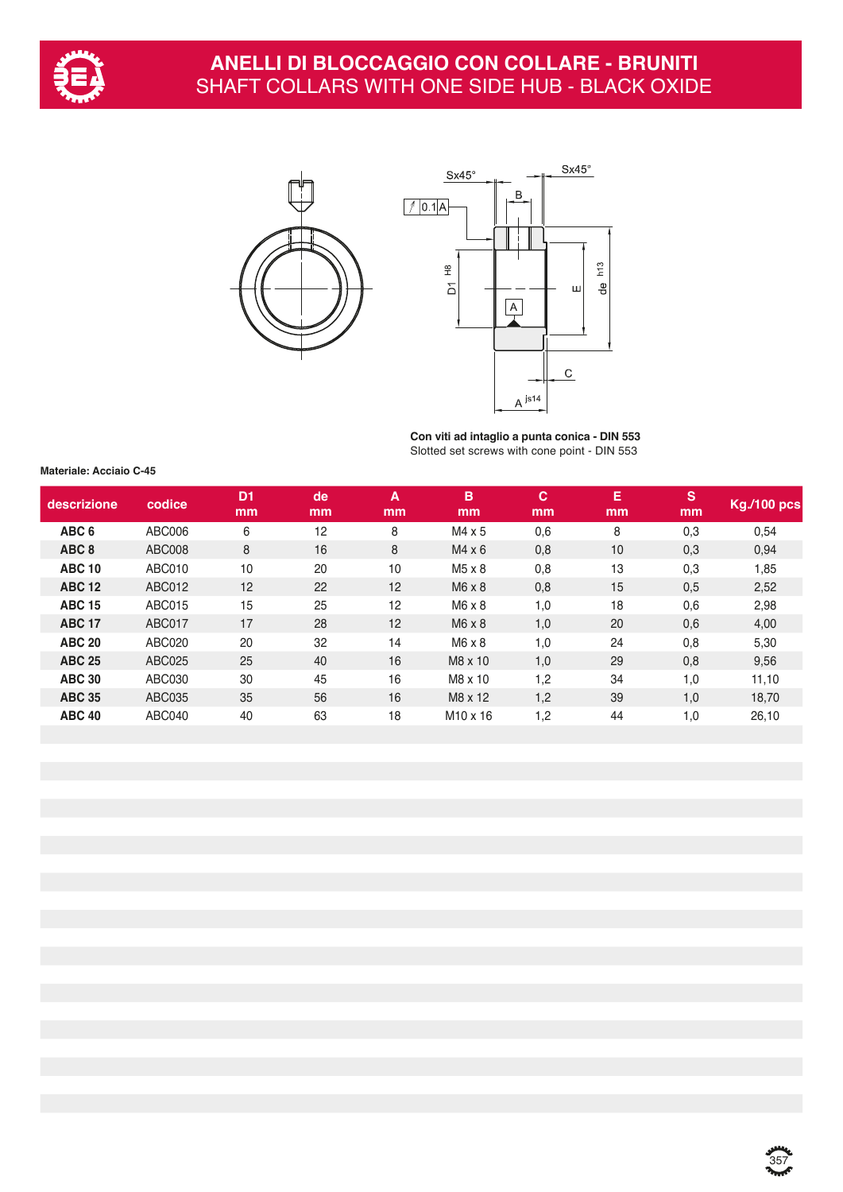# ANELLI DI BLOCCAGGIO CON COLLARE - BRUNITI
## SHAFT COLLARS WITH ONE SIDE HUB - BLACK OXIDE

**Con viti ad intaglio a punta conica - DIN 553**
Slotted set screws with cone point - DIN 553

**Materiale: Acciaio C-45**

| descrizione | codice | D1 mm | de mm | A mm | B mm | C mm | E mm | S mm | Kg./100 pcs |
|---|---|---|---|---|---|---|---|---|---|
| **ABC 6** | ABC006 | 6 | 12 | 8 | M4 x 5 | 0,6 | 8 | 0,3 | 0,54 |
| **ABC 8** | ABC008 | 8 | 16 | 8 | M4 x 6 | 0,8 | 10 | 0,3 | 0,94 |
| **ABC 10** | ABC010 | 10 | 20 | 10 | M5 x 8 | 0,8 | 13 | 0,3 | 1,85 |
| **ABC 12** | ABC012 | 12 | 22 | 12 | M6 x 8 | 0,8 | 15 | 0,5 | 2,52 |
| **ABC 15** | ABC015 | 15 | 25 | 12 | M6 x 8 | 1,0 | 18 | 0,6 | 2,98 |
| **ABC 17** | ABC017 | 17 | 28 | 12 | M6 x 8 | 1,0 | 20 | 0,6 | 4,00 |
| **ABC 20** | ABC020 | 20 | 32 | 14 | M6 x 8 | 1,0 | 24 | 0,8 | 5,30 |
| **ABC 25** | ABC025 | 25 | 40 | 16 | M8 x 10 | 1,0 | 29 | 0,8 | 9,56 |
| **ABC 30** | ABC030 | 30 | 45 | 16 | M8 x 10 | 1,2 | 34 | 1,0 | 11,10 |
| **ABC 35** | ABC035 | 35 | 56 | 16 | M8 x 12 | 1,2 | 39 | 1,0 | 18,70 |
| **ABC 40** | ABC040 | 40 | 63 | 18 | M10 x 16 | 1,2 | 44 | 1,0 | 26,10 |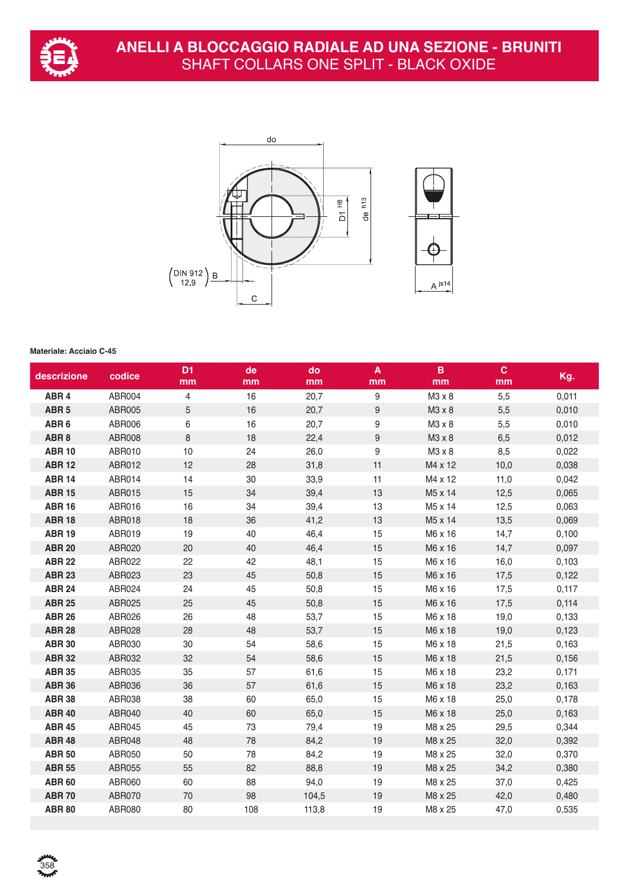# ANELLI A BLOCCAGGIO RADIALE AD UNA SEZIONE - BRUNITI
## SHAFT COLLARS ONE SPLIT - BLACK OXIDE

**Materiale: Acciaio C-45**

| descrizione | codice | D1 mm | de mm | do mm | A mm | B mm | C mm | Kg. |
|---|---|---|---|---|---|---|---|---|
| **ABR 4** | ABR004 | 4 | 16 | 20,7 | 9 | M3 x 8 | 5,5 | 0,011 |
| **ABR 5** | ABR005 | 5 | 16 | 20,7 | 9 | M3 x 8 | 5,5 | 0,010 |
| **ABR 6** | ABR006 | 6 | 16 | 20,7 | 9 | M3 x 8 | 5,5 | 0,010 |
| **ABR 8** | ABR008 | 8 | 18 | 22,4 | 9 | M3 x 8 | 6,5 | 0,012 |
| **ABR 10** | ABR010 | 10 | 24 | 26,0 | 9 | M3 x 8 | 8,5 | 0,022 |
| **ABR 12** | ABR012 | 12 | 28 | 31,8 | 11 | M4 x 12 | 10,0 | 0,038 |
| **ABR 14** | ABR014 | 14 | 30 | 33,9 | 11 | M4 x 12 | 11,0 | 0,042 |
| **ABR 15** | ABR015 | 15 | 34 | 39,4 | 13 | M5 x 14 | 12,5 | 0,065 |
| **ABR 16** | ABR016 | 16 | 34 | 39,4 | 13 | M5 x 14 | 12,5 | 0,063 |
| **ABR 18** | ABR018 | 18 | 36 | 41,2 | 13 | M5 x 14 | 13,5 | 0,069 |
| **ABR 19** | ABR019 | 19 | 40 | 46,4 | 15 | M6 x 16 | 14,7 | 0,100 |
| **ABR 20** | ABR020 | 20 | 40 | 46,4 | 15 | M6 x 16 | 14,7 | 0,097 |
| **ABR 22** | ABR022 | 22 | 42 | 48,1 | 15 | M6 x 16 | 16,0 | 0,103 |
| **ABR 23** | ABR023 | 23 | 45 | 50,8 | 15 | M6 x 16 | 17,5 | 0,122 |
| **ABR 24** | ABR024 | 24 | 45 | 50,8 | 15 | M6 x 16 | 17,5 | 0,117 |
| **ABR 25** | ABR025 | 25 | 45 | 50,8 | 15 | M6 x 16 | 17,5 | 0,114 |
| **ABR 26** | ABR026 | 26 | 48 | 53,7 | 15 | M6 x 18 | 19,0 | 0,133 |
| **ABR 28** | ABR028 | 28 | 48 | 53,7 | 15 | M6 x 18 | 19,0 | 0,123 |
| **ABR 30** | ABR030 | 30 | 54 | 58,6 | 15 | M6 x 18 | 21,5 | 0,163 |
| **ABR 32** | ABR032 | 32 | 54 | 58,6 | 15 | M6 x 18 | 21,5 | 0,156 |
| **ABR 35** | ABR035 | 35 | 57 | 61,6 | 15 | M6 x 18 | 23,2 | 0,171 |
| **ABR 36** | ABR036 | 36 | 57 | 61,6 | 15 | M6 x 18 | 23,2 | 0,163 |
| **ABR 38** | ABR038 | 38 | 60 | 65,0 | 15 | M6 x 18 | 25,0 | 0,178 |
| **ABR 40** | ABR040 | 40 | 60 | 65,0 | 15 | M6 x 18 | 25,0 | 0,163 |
| **ABR 45** | ABR045 | 45 | 73 | 79,4 | 19 | M8 x 25 | 29,5 | 0,344 |
| **ABR 48** | ABR048 | 48 | 78 | 84,2 | 19 | M8 x 25 | 32,0 | 0,392 |
| **ABR 50** | ABR050 | 50 | 78 | 84,2 | 19 | M8 x 25 | 32,0 | 0,370 |
| **ABR 55** | ABR055 | 55 | 82 | 88,8 | 19 | M8 x 25 | 34,2 | 0,380 |
| **ABR 60** | ABR060 | 60 | 88 | 94,0 | 19 | M8 x 25 | 37,0 | 0,425 |
| **ABR 70** | ABR070 | 70 | 98 | 104,5 | 19 | M8 x 25 | 42,0 | 0,480 |
| **ABR 80** | ABR080 | 80 | 108 | 113,8 | 19 | M8 x 25 | 47,0 | 0,535 |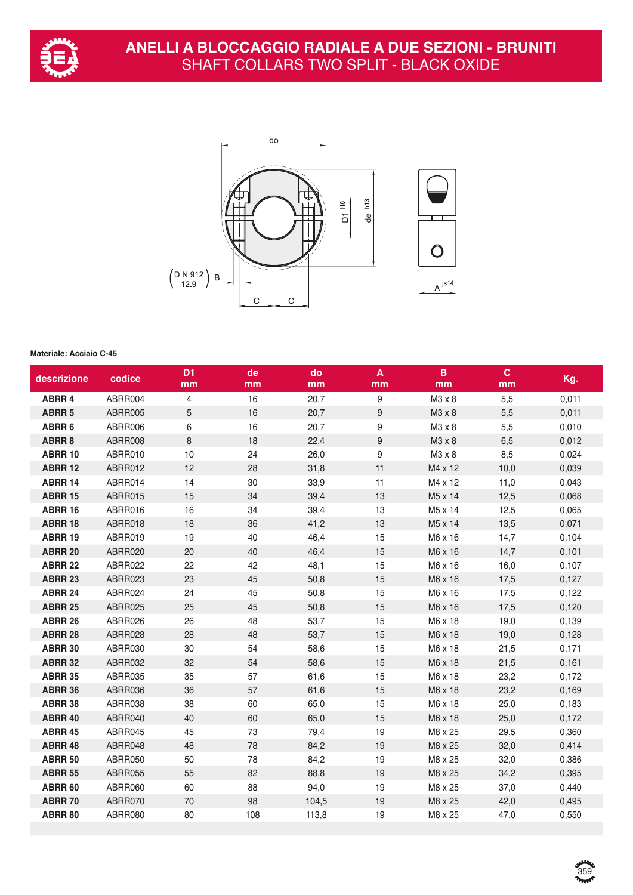# ANELLI A BLOCCAGGIO RADIALE A DUE SEZIONI - BRUNITI
## SHAFT COLLARS TWO SPLIT - BLACK OXIDE

**Materiale: Acciaio C-45**

| descrizione | codice | D1 mm | de mm | do mm | A mm | B mm | C mm | Kg. |
|---|---|---|---|---|---|---|---|---|
| **ABRR 4** | ABRR004 | 4 | 16 | 20,7 | 9 | M3 x 8 | 5,5 | 0,011 |
| **ABRR 5** | ABRR005 | 5 | 16 | 20,7 | 9 | M3 x 8 | 5,5 | 0,011 |
| **ABRR 6** | ABRR006 | 6 | 16 | 20,7 | 9 | M3 x 8 | 5,5 | 0,010 |
| **ABRR 8** | ABRR008 | 8 | 18 | 22,4 | 9 | M3 x 8 | 6,5 | 0,012 |
| **ABRR 10** | ABRR010 | 10 | 24 | 26,0 | 9 | M3 x 8 | 8,5 | 0,024 |
| **ABRR 12** | ABRR012 | 12 | 28 | 31,8 | 11 | M4 x 12 | 10,0 | 0,039 |
| **ABRR 14** | ABRR014 | 14 | 30 | 33,9 | 11 | M4 x 12 | 11,0 | 0,043 |
| **ABRR 15** | ABRR015 | 15 | 34 | 39,4 | 13 | M5 x 14 | 12,5 | 0,068 |
| **ABRR 16** | ABRR016 | 16 | 34 | 39,4 | 13 | M5 x 14 | 12,5 | 0,065 |
| **ABRR 18** | ABRR018 | 18 | 36 | 41,2 | 13 | M5 x 14 | 13,5 | 0,071 |
| **ABRR 19** | ABRR019 | 19 | 40 | 46,4 | 15 | M6 x 16 | 14,7 | 0,104 |
| **ABRR 20** | ABRR020 | 20 | 40 | 46,4 | 15 | M6 x 16 | 14,7 | 0,101 |
| **ABRR 22** | ABRR022 | 22 | 42 | 48,1 | 15 | M6 x 16 | 16,0 | 0,107 |
| **ABRR 23** | ABRR023 | 23 | 45 | 50,8 | 15 | M6 x 16 | 17,5 | 0,127 |
| **ABRR 24** | ABRR024 | 24 | 45 | 50,8 | 15 | M6 x 16 | 17,5 | 0,122 |
| **ABRR 25** | ABRR025 | 25 | 45 | 50,8 | 15 | M6 x 16 | 17,5 | 0,120 |
| **ABRR 26** | ABRR026 | 26 | 48 | 53,7 | 15 | M6 x 18 | 19,0 | 0,139 |
| **ABRR 28** | ABRR028 | 28 | 48 | 53,7 | 15 | M6 x 18 | 19,0 | 0,128 |
| **ABRR 30** | ABRR030 | 30 | 54 | 58,6 | 15 | M6 x 18 | 21,5 | 0,171 |
| **ABRR 32** | ABRR032 | 32 | 54 | 58,6 | 15 | M6 x 18 | 21,5 | 0,161 |
| **ABRR 35** | ABRR035 | 35 | 57 | 61,6 | 15 | M6 x 18 | 23,2 | 0,172 |
| **ABRR 36** | ABRR036 | 36 | 57 | 61,6 | 15 | M6 x 18 | 23,2 | 0,169 |
| **ABRR 38** | ABRR038 | 38 | 60 | 65,0 | 15 | M6 x 18 | 25,0 | 0,183 |
| **ABRR 40** | ABRR040 | 40 | 60 | 65,0 | 15 | M6 x 18 | 25,0 | 0,172 |
| **ABRR 45** | ABRR045 | 45 | 73 | 79,4 | 19 | M8 x 25 | 29,5 | 0,360 |
| **ABRR 48** | ABRR048 | 48 | 78 | 84,2 | 19 | M8 x 25 | 32,0 | 0,414 |
| **ABRR 50** | ABRR050 | 50 | 78 | 84,2 | 19 | M8 x 25 | 32,0 | 0,386 |
| **ABRR 55** | ABRR055 | 55 | 82 | 88,8 | 19 | M8 x 25 | 34,2 | 0,395 |
| **ABRR 60** | ABRR060 | 60 | 88 | 94,0 | 19 | M8 x 25 | 37,0 | 0,440 |
| **ABRR 70** | ABRR070 | 70 | 98 | 104,5 | 19 | M8 x 25 | 42,0 | 0,495 |
| **ABRR 80** | ABRR080 | 80 | 108 | 113,8 | 19 | M8 x 25 | 47,0 | 0,550 |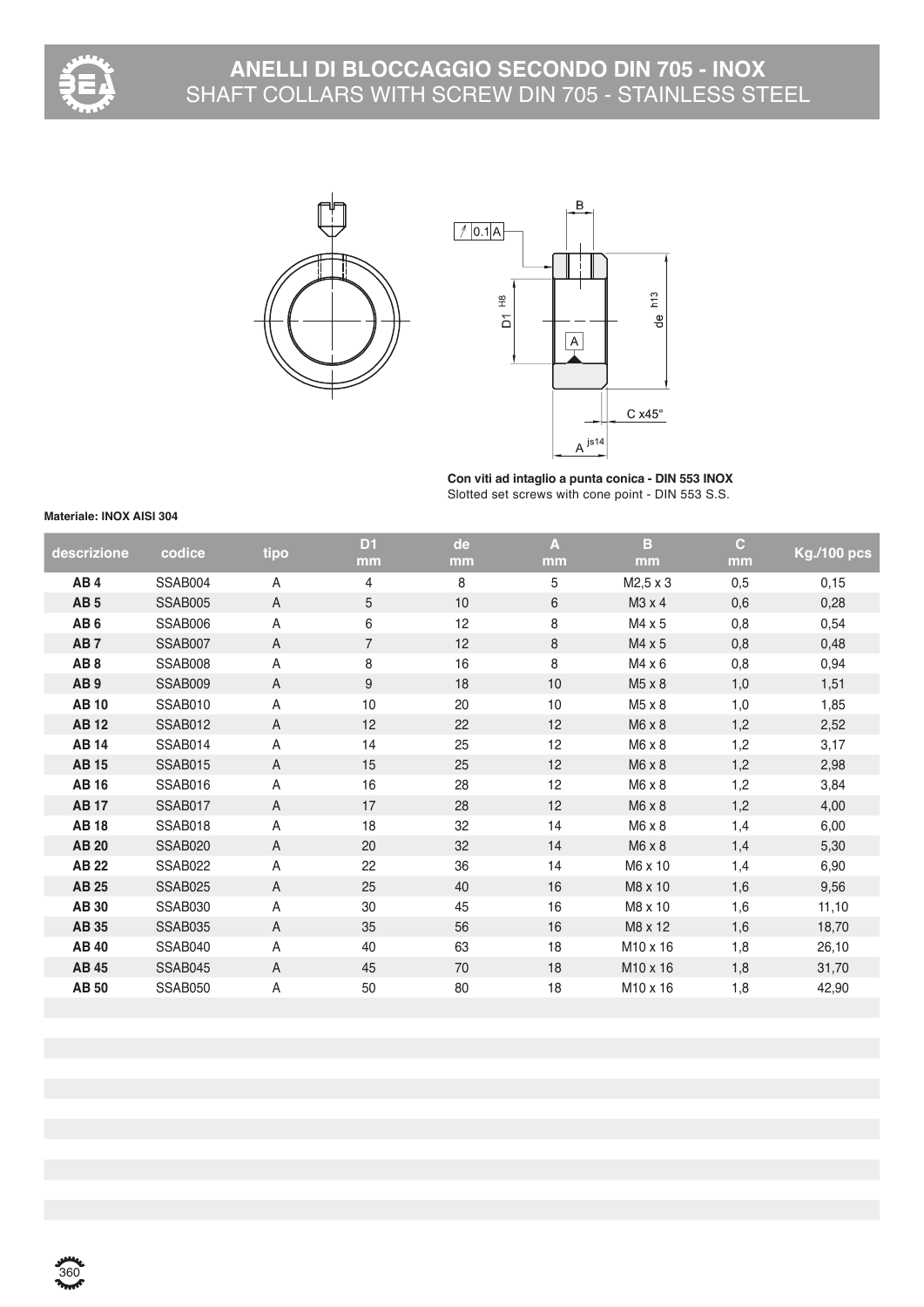# ANELLI DI BLOCCAGGIO SECONDO DIN 705 - INOX

## SHAFT COLLARS WITH SCREW DIN 705 - STAINLESS STEEL

**Con viti ad intaglio a punta conica - DIN 553 INOX**
Slotted set screws with cone point - DIN 553 S.S.

**Materiale: INOX AISI 304**

| descrizione | codice | tipo | D1 mm | de mm | A mm | B mm | C mm | Kg./100 pcs |
|---|---|---|---|---|---|---|---|---|
| **AB 4** | SSAB004 | A | 4 | 8 | 5 | M2,5 x 3 | 0,5 | 0,15 |
| **AB 5** | SSAB005 | A | 5 | 10 | 6 | M3 x 4 | 0,6 | 0,28 |
| **AB 6** | SSAB006 | A | 6 | 12 | 8 | M4 x 5 | 0,8 | 0,54 |
| **AB 7** | SSAB007 | A | 7 | 12 | 8 | M4 x 5 | 0,8 | 0,48 |
| **AB 8** | SSAB008 | A | 8 | 16 | 8 | M4 x 6 | 0,8 | 0,94 |
| **AB 9** | SSAB009 | A | 9 | 18 | 10 | M5 x 8 | 1,0 | 1,51 |
| **AB 10** | SSAB010 | A | 10 | 20 | 10 | M5 x 8 | 1,0 | 1,85 |
| **AB 12** | SSAB012 | A | 12 | 22 | 12 | M6 x 8 | 1,2 | 2,52 |
| **AB 14** | SSAB014 | A | 14 | 25 | 12 | M6 x 8 | 1,2 | 3,17 |
| **AB 15** | SSAB015 | A | 15 | 25 | 12 | M6 x 8 | 1,2 | 2,98 |
| **AB 16** | SSAB016 | A | 16 | 28 | 12 | M6 x 8 | 1,2 | 3,84 |
| **AB 17** | SSAB017 | A | 17 | 28 | 12 | M6 x 8 | 1,2 | 4,00 |
| **AB 18** | SSAB018 | A | 18 | 32 | 14 | M6 x 8 | 1,4 | 6,00 |
| **AB 20** | SSAB020 | A | 20 | 32 | 14 | M6 x 8 | 1,4 | 5,30 |
| **AB 22** | SSAB022 | A | 22 | 36 | 14 | M6 x 10 | 1,4 | 6,90 |
| **AB 25** | SSAB025 | A | 25 | 40 | 16 | M8 x 10 | 1,6 | 9,56 |
| **AB 30** | SSAB030 | A | 30 | 45 | 16 | M8 x 10 | 1,6 | 11,10 |
| **AB 35** | SSAB035 | A | 35 | 56 | 16 | M8 x 12 | 1,6 | 18,70 |
| **AB 40** | SSAB040 | A | 40 | 63 | 18 | M10 x 16 | 1,8 | 26,10 |
| **AB 45** | SSAB045 | A | 45 | 70 | 18 | M10 x 16 | 1,8 | 31,70 |
| **AB 50** | SSAB050 | A | 50 | 80 | 18 | M10 x 16 | 1,8 | 42,90 |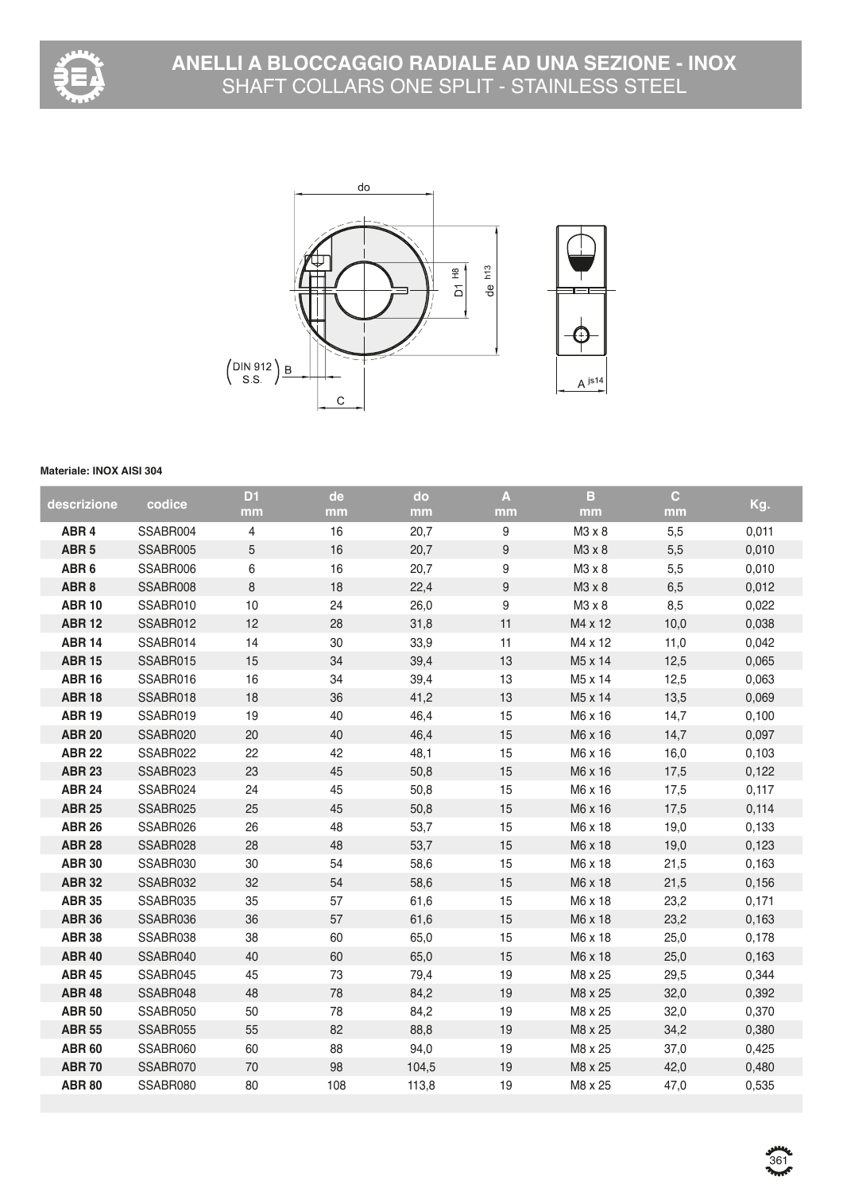# ANELLI A BLOCCAGGIO RADIALE AD UNA SEZIONE - INOX
## SHAFT COLLARS ONE SPLIT - STAINLESS STEEL

**Materiale: INOX AISI 304**

| descrizione | codice | D1 mm | de mm | do mm | A mm | B mm | C mm | Kg. |
|---|---|---|---|---|---|---|---|---|
| **ABR 4** | SSABR004 | 4 | 16 | 20,7 | 9 | M3 x 8 | 5,5 | 0,011 |
| **ABR 5** | SSABR005 | 5 | 16 | 20,7 | 9 | M3 x 8 | 5,5 | 0,010 |
| **ABR 6** | SSABR006 | 6 | 16 | 20,7 | 9 | M3 x 8 | 5,5 | 0,010 |
| **ABR 8** | SSABR008 | 8 | 18 | 22,4 | 9 | M3 x 8 | 6,5 | 0,012 |
| **ABR 10** | SSABR010 | 10 | 24 | 26,0 | 9 | M3 x 8 | 8,5 | 0,022 |
| **ABR 12** | SSABR012 | 12 | 28 | 31,8 | 11 | M4 x 12 | 10,0 | 0,038 |
| **ABR 14** | SSABR014 | 14 | 30 | 33,9 | 11 | M4 x 12 | 11,0 | 0,042 |
| **ABR 15** | SSABR015 | 15 | 34 | 39,4 | 13 | M5 x 14 | 12,5 | 0,065 |
| **ABR 16** | SSABR016 | 16 | 34 | 39,4 | 13 | M5 x 14 | 12,5 | 0,063 |
| **ABR 18** | SSABR018 | 18 | 36 | 41,2 | 13 | M5 x 14 | 13,5 | 0,069 |
| **ABR 19** | SSABR019 | 19 | 40 | 46,4 | 15 | M6 x 16 | 14,7 | 0,100 |
| **ABR 20** | SSABR020 | 20 | 40 | 46,4 | 15 | M6 x 16 | 14,7 | 0,097 |
| **ABR 22** | SSABR022 | 22 | 42 | 48,1 | 15 | M6 x 16 | 16,0 | 0,103 |
| **ABR 23** | SSABR023 | 23 | 45 | 50,8 | 15 | M6 x 16 | 17,5 | 0,122 |
| **ABR 24** | SSABR024 | 24 | 45 | 50,8 | 15 | M6 x 16 | 17,5 | 0,117 |
| **ABR 25** | SSABR025 | 25 | 45 | 50,8 | 15 | M6 x 16 | 17,5 | 0,114 |
| **ABR 26** | SSABR026 | 26 | 48 | 53,7 | 15 | M6 x 18 | 19,0 | 0,133 |
| **ABR 28** | SSABR028 | 28 | 48 | 53,7 | 15 | M6 x 18 | 19,0 | 0,123 |
| **ABR 30** | SSABR030 | 30 | 54 | 58,6 | 15 | M6 x 18 | 21,5 | 0,163 |
| **ABR 32** | SSABR032 | 32 | 54 | 58,6 | 15 | M6 x 18 | 21,5 | 0,156 |
| **ABR 35** | SSABR035 | 35 | 57 | 61,6 | 15 | M6 x 18 | 23,2 | 0,171 |
| **ABR 36** | SSABR036 | 36 | 57 | 61,6 | 15 | M6 x 18 | 23,2 | 0,163 |
| **ABR 38** | SSABR038 | 38 | 60 | 65,0 | 15 | M6 x 18 | 25,0 | 0,178 |
| **ABR 40** | SSABR040 | 40 | 60 | 65,0 | 15 | M6 x 18 | 25,0 | 0,163 |
| **ABR 45** | SSABR045 | 45 | 73 | 79,4 | 19 | M8 x 25 | 29,5 | 0,344 |
| **ABR 48** | SSABR048 | 48 | 78 | 84,2 | 19 | M8 x 25 | 32,0 | 0,392 |
| **ABR 50** | SSABR050 | 50 | 78 | 84,2 | 19 | M8 x 25 | 32,0 | 0,370 |
| **ABR 55** | SSABR055 | 55 | 82 | 88,8 | 19 | M8 x 25 | 34,2 | 0,380 |
| **ABR 60** | SSABR060 | 60 | 88 | 94,0 | 19 | M8 x 25 | 37,0 | 0,425 |
| **ABR 70** | SSABR070 | 70 | 98 | 104,5 | 19 | M8 x 25 | 42,0 | 0,480 |
| **ABR 80** | SSABR080 | 80 | 108 | 113,8 | 19 | M8 x 25 | 47,0 | 0,535 |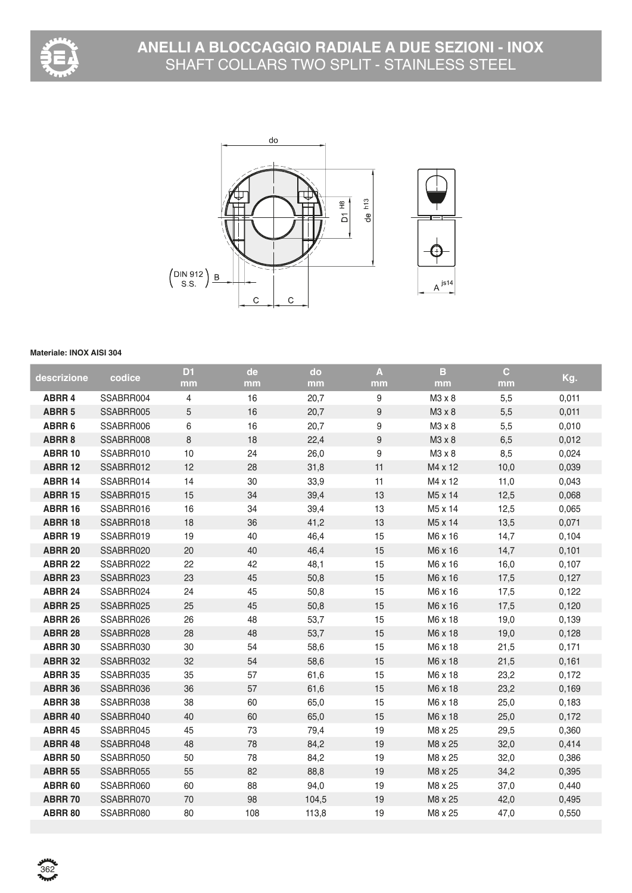# ANELLI A BLOCCAGGIO RADIALE A DUE SEZIONI - INOX

## SHAFT COLLARS TWO SPLIT - STAINLESS STEEL

do

D1 H8

de h13

(DIN 912 S.S.) B

C C

A js14

**Materiale: INOX AISI 304**

| descrizione | codice | D1 mm | de mm | do mm | A mm | B mm | C mm | Kg. |
|---|---|---|---|---|---|---|---|---|
| **ABRR 4** | SSABRR004 | 4 | 16 | 20,7 | 9 | M3 x 8 | 5,5 | 0,011 |
| **ABRR 5** | SSABRR005 | 5 | 16 | 20,7 | 9 | M3 x 8 | 5,5 | 0,011 |
| **ABRR 6** | SSABRR006 | 6 | 16 | 20,7 | 9 | M3 x 8 | 5,5 | 0,010 |
| **ABRR 8** | SSABRR008 | 8 | 18 | 22,4 | 9 | M3 x 8 | 6,5 | 0,012 |
| **ABRR 10** | SSABRR010 | 10 | 24 | 26,0 | 9 | M3 x 8 | 8,5 | 0,024 |
| **ABRR 12** | SSABRR012 | 12 | 28 | 31,8 | 11 | M4 x 12 | 10,0 | 0,039 |
| **ABRR 14** | SSABRR014 | 14 | 30 | 33,9 | 11 | M4 x 12 | 11,0 | 0,043 |
| **ABRR 15** | SSABRR015 | 15 | 34 | 39,4 | 13 | M5 x 14 | 12,5 | 0,068 |
| **ABRR 16** | SSABRR016 | 16 | 34 | 39,4 | 13 | M5 x 14 | 12,5 | 0,065 |
| **ABRR 18** | SSABRR018 | 18 | 36 | 41,2 | 13 | M5 x 14 | 13,5 | 0,071 |
| **ABRR 19** | SSABRR019 | 19 | 40 | 46,4 | 15 | M6 x 16 | 14,7 | 0,104 |
| **ABRR 20** | SSABRR020 | 20 | 40 | 46,4 | 15 | M6 x 16 | 14,7 | 0,101 |
| **ABRR 22** | SSABRR022 | 22 | 42 | 48,1 | 15 | M6 x 16 | 16,0 | 0,107 |
| **ABRR 23** | SSABRR023 | 23 | 45 | 50,8 | 15 | M6 x 16 | 17,5 | 0,127 |
| **ABRR 24** | SSABRR024 | 24 | 45 | 50,8 | 15 | M6 x 16 | 17,5 | 0,122 |
| **ABRR 25** | SSABRR025 | 25 | 45 | 50,8 | 15 | M6 x 16 | 17,5 | 0,120 |
| **ABRR 26** | SSABRR026 | 26 | 48 | 53,7 | 15 | M6 x 18 | 19,0 | 0,139 |
| **ABRR 28** | SSABRR028 | 28 | 48 | 53,7 | 15 | M6 x 18 | 19,0 | 0,128 |
| **ABRR 30** | SSABRR030 | 30 | 54 | 58,6 | 15 | M6 x 18 | 21,5 | 0,171 |
| **ABRR 32** | SSABRR032 | 32 | 54 | 58,6 | 15 | M6 x 18 | 21,5 | 0,161 |
| **ABRR 35** | SSABRR035 | 35 | 57 | 61,6 | 15 | M6 x 18 | 23,2 | 0,172 |
| **ABRR 36** | SSABRR036 | 36 | 57 | 61,6 | 15 | M6 x 18 | 23,2 | 0,169 |
| **ABRR 38** | SSABRR038 | 38 | 60 | 65,0 | 15 | M6 x 18 | 25,0 | 0,183 |
| **ABRR 40** | SSABRR040 | 40 | 60 | 65,0 | 15 | M6 x 18 | 25,0 | 0,172 |
| **ABRR 45** | SSABRR045 | 45 | 73 | 79,4 | 19 | M8 x 25 | 29,5 | 0,360 |
| **ABRR 48** | SSABRR048 | 48 | 78 | 84,2 | 19 | M8 x 25 | 32,0 | 0,414 |
| **ABRR 50** | SSABRR050 | 50 | 78 | 84,2 | 19 | M8 x 25 | 32,0 | 0,386 |
| **ABRR 55** | SSABRR055 | 55 | 82 | 88,8 | 19 | M8 x 25 | 34,2 | 0,395 |
| **ABRR 60** | SSABRR060 | 60 | 88 | 94,0 | 19 | M8 x 25 | 37,0 | 0,440 |
| **ABRR 70** | SSABRR070 | 70 | 98 | 104,5 | 19 | M8 x 25 | 42,0 | 0,495 |
| **ABRR 80** | SSABRR080 | 80 | 108 | 113,8 | 19 | M8 x 25 | 47,0 | 0,550 |